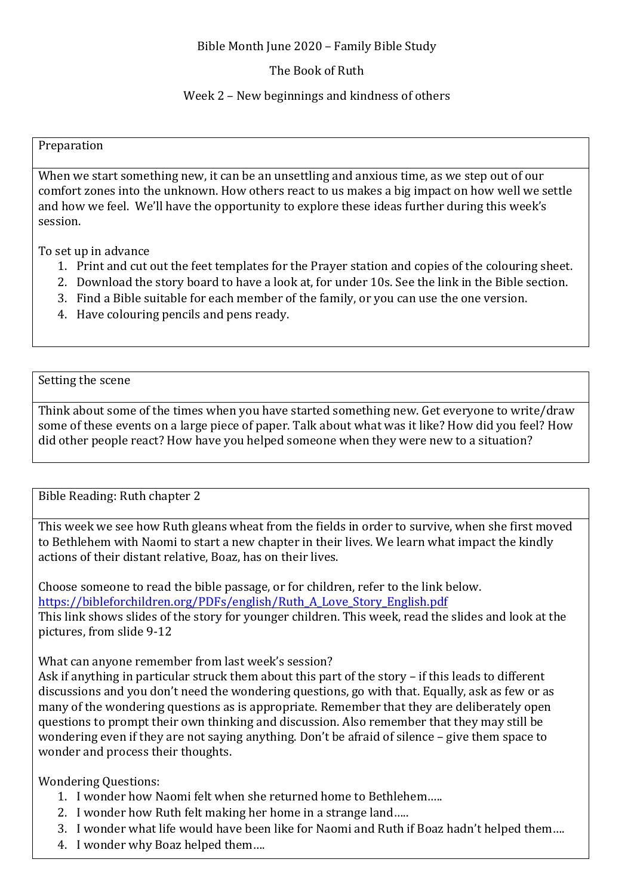# Bible Month June 2020 – Family Bible Study

## The Book of Ruth

### Week 2 – New beginnings and kindness of others

**Preparation**

When we start something new, it can be an unsettling and anxious time, as we step out of our comfort zones into the unknown. How others react to us makes a big impact on how well we settle and how we feel. We'll have the opportunity to explore these ideas further during this week's session.

To set up in advance

1. Print and cut out the feet templates for the Prayer station and copies of the colouring sheet.
2. Download the story board to have a look at, for under 10s. See the link in the Bible section.
3. Find a Bible suitable for each member of the family, or you can use the one version.
4. Have colouring pencils and pens ready.

**Setting the scene**

Think about some of the times when you have started something new. Get everyone to write/draw some of these events on a large piece of paper. Talk about what was it like? How did you feel? How did other people react? How have you helped someone when they were new to a situation?

**Bible Reading: Ruth chapter 2**

This week we see how Ruth gleans wheat from the fields in order to survive, when she first moved to Bethlehem with Naomi to start a new chapter in their lives. We learn what impact the kindly actions of their distant relative, Boaz, has on their lives.

Choose someone to read the bible passage, or for children, refer to the link below.
https://bibleforchildren.org/PDFs/english/Ruth_A_Love_Story_English.pdf
This link shows slides of the story for younger children. This week, read the slides and look at the pictures, from slide 9-12

What can anyone remember from last week's session?
Ask if anything in particular struck them about this part of the story – if this leads to different discussions and you don't need the wondering questions, go with that. Equally, ask as few or as many of the wondering questions as is appropriate. Remember that they are deliberately open questions to prompt their own thinking and discussion. Also remember that they may still be wondering even if they are not saying anything. Don't be afraid of silence – give them space to wonder and process their thoughts.

Wondering Questions:

1. I wonder how Naomi felt when she returned home to Bethlehem…..
2. I wonder how Ruth felt making her home in a strange land…..
3. I wonder what life would have been like for Naomi and Ruth if Boaz hadn't helped them….
4. I wonder why Boaz helped them….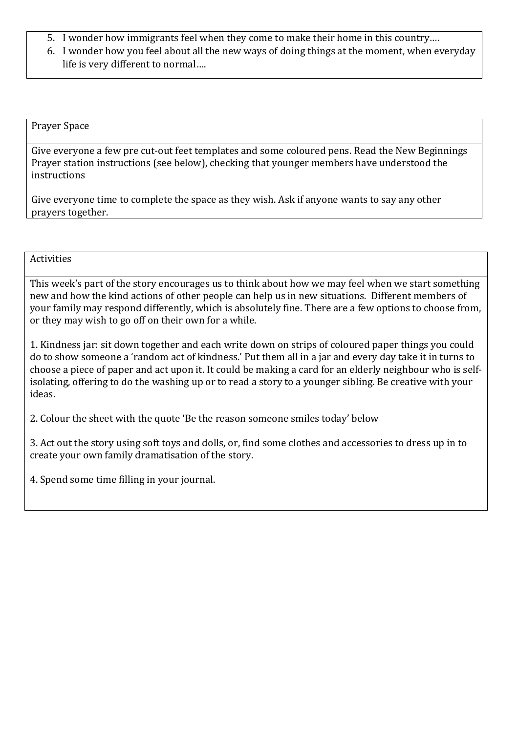5. I wonder how immigrants feel when they come to make their home in this country….
6. I wonder how you feel about all the new ways of doing things at the moment, when everyday life is very different to normal….

## Prayer Space

Give everyone a few pre cut-out feet templates and some coloured pens. Read the New Beginnings Prayer station instructions (see below), checking that younger members have understood the instructions

Give everyone time to complete the space as they wish. Ask if anyone wants to say any other prayers together.

## Activities

This week's part of the story encourages us to think about how we may feel when we start something new and how the kind actions of other people can help us in new situations. Different members of your family may respond differently, which is absolutely fine. There are a few options to choose from, or they may wish to go off on their own for a while.

1. Kindness jar: sit down together and each write down on strips of coloured paper things you could do to show someone a 'random act of kindness.' Put them all in a jar and every day take it in turns to choose a piece of paper and act upon it. It could be making a card for an elderly neighbour who is self-isolating, offering to do the washing up or to read a story to a younger sibling. Be creative with your ideas.

2. Colour the sheet with the quote 'Be the reason someone smiles today' below

3. Act out the story using soft toys and dolls, or, find some clothes and accessories to dress up in to create your own family dramatisation of the story.

4. Spend some time filling in your journal.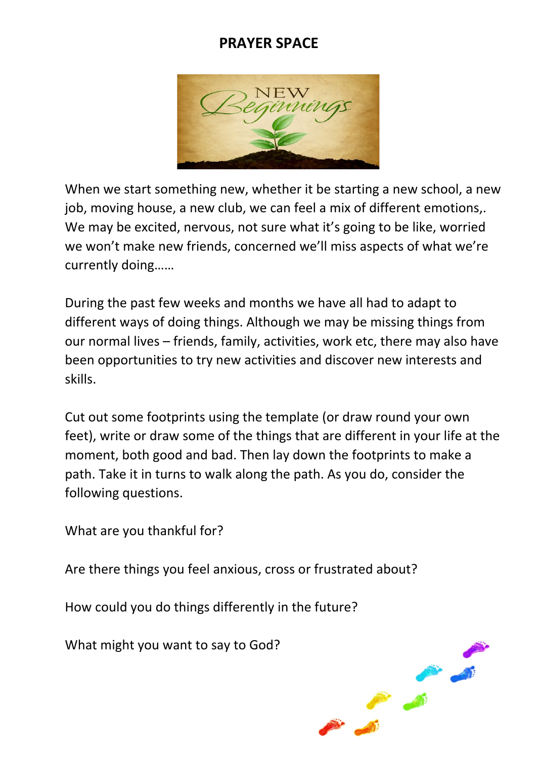# PRAYER SPACE

When we start something new, whether it be starting a new school, a new job, moving house, a new club, we can feel a mix of different emotions,. We may be excited, nervous, not sure what it's going to be like, worried we won't make new friends, concerned we'll miss aspects of what we're currently doing……

During the past few weeks and months we have all had to adapt to different ways of doing things. Although we may be missing things from our normal lives – friends, family, activities, work etc, there may also have been opportunities to try new activities and discover new interests and skills.

Cut out some footprints using the template (or draw round your own feet), write or draw some of the things that are different in your life at the moment, both good and bad. Then lay down the footprints to make a path. Take it in turns to walk along the path. As you do, consider the following questions.

What are you thankful for?

Are there things you feel anxious, cross or frustrated about?

How could you do things differently in the future?

What might you want to say to God?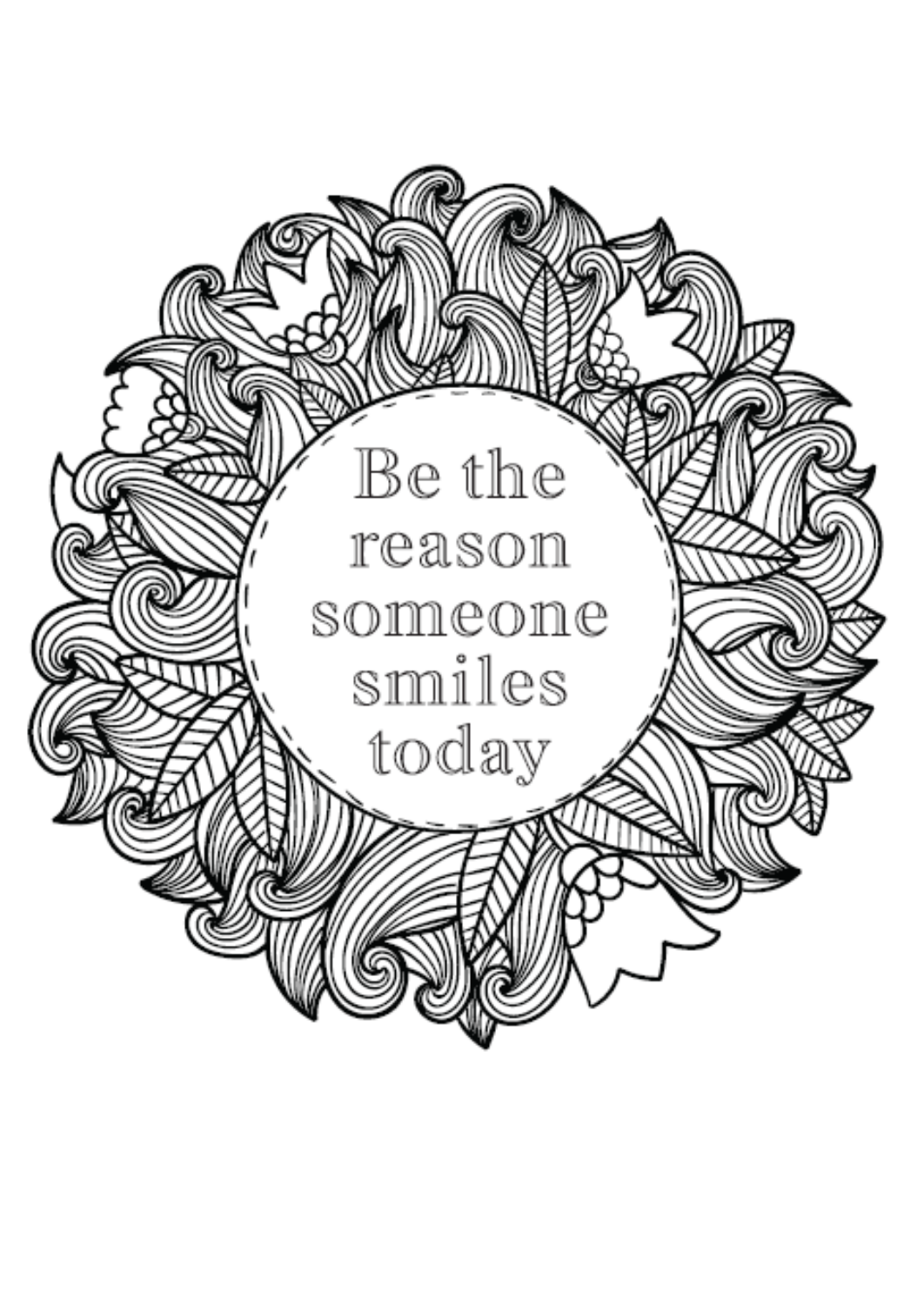Be the reason someone smiles today